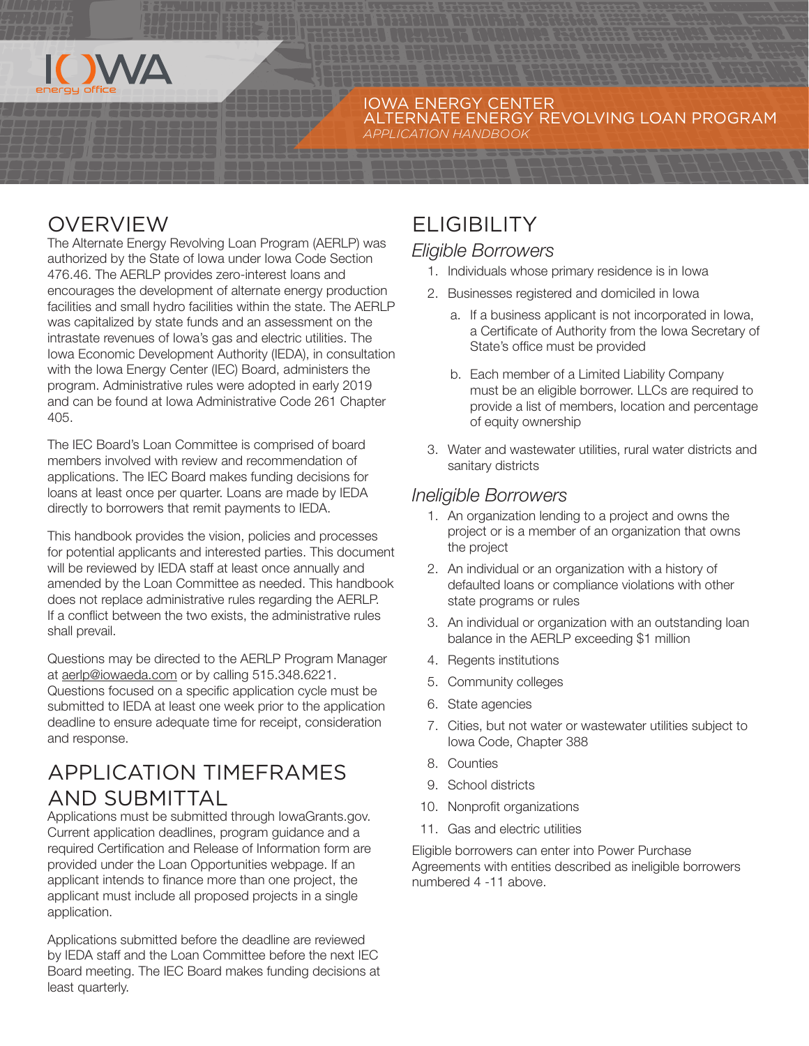IOWA energy office

# IOWA ENERGY CENTER
# ALTERNATE ENERGY REVOLVING LOAN PROGRAM
*APPLICATION HANDBOOK*

## OVERVIEW

The Alternate Energy Revolving Loan Program (AERLP) was authorized by the State of Iowa under Iowa Code Section 476.46. The AERLP provides zero-interest loans and encourages the development of alternate energy production facilities and small hydro facilities within the state. The AERLP was capitalized by state funds and an assessment on the intrastate revenues of Iowa's gas and electric utilities. The Iowa Economic Development Authority (IEDA), in consultation with the Iowa Energy Center (IEC) Board, administers the program. Administrative rules were adopted in early 2019 and can be found at Iowa Administrative Code 261 Chapter 405.

The IEC Board's Loan Committee is comprised of board members involved with review and recommendation of applications. The IEC Board makes funding decisions for loans at least once per quarter. Loans are made by IEDA directly to borrowers that remit payments to IEDA.

This handbook provides the vision, policies and processes for potential applicants and interested parties. This document will be reviewed by IEDA staff at least once annually and amended by the Loan Committee as needed. This handbook does not replace administrative rules regarding the AERLP. If a conflict between the two exists, the administrative rules shall prevail.

Questions may be directed to the AERLP Program Manager at aerlp@iowaeda.com or by calling 515.348.6221. Questions focused on a specific application cycle must be submitted to IEDA at least one week prior to the application deadline to ensure adequate time for receipt, consideration and response.

## APPLICATION TIMEFRAMES AND SUBMITTAL

Applications must be submitted through IowaGrants.gov. Current application deadlines, program guidance and a required Certification and Release of Information form are provided under the Loan Opportunities webpage. If an applicant intends to finance more than one project, the applicant must include all proposed projects in a single application.

Applications submitted before the deadline are reviewed by IEDA staff and the Loan Committee before the next IEC Board meeting. The IEC Board makes funding decisions at least quarterly.

## ELIGIBILITY

### *Eligible Borrowers*

1. Individuals whose primary residence is in Iowa
2. Businesses registered and domiciled in Iowa
    a. If a business applicant is not incorporated in Iowa, a Certificate of Authority from the Iowa Secretary of State's office must be provided
    b. Each member of a Limited Liability Company must be an eligible borrower. LLCs are required to provide a list of members, location and percentage of equity ownership
3. Water and wastewater utilities, rural water districts and sanitary districts

### *Ineligible Borrowers*

1. An organization lending to a project and owns the project or is a member of an organization that owns the project
2. An individual or an organization with a history of defaulted loans or compliance violations with other state programs or rules
3. An individual or organization with an outstanding loan balance in the AERLP exceeding $1 million
4. Regents institutions
5. Community colleges
6. State agencies
7. Cities, but not water or wastewater utilities subject to Iowa Code, Chapter 388
8. Counties
9. School districts
10. Nonprofit organizations
11. Gas and electric utilities

Eligible borrowers can enter into Power Purchase Agreements with entities described as ineligible borrowers numbered 4 -11 above.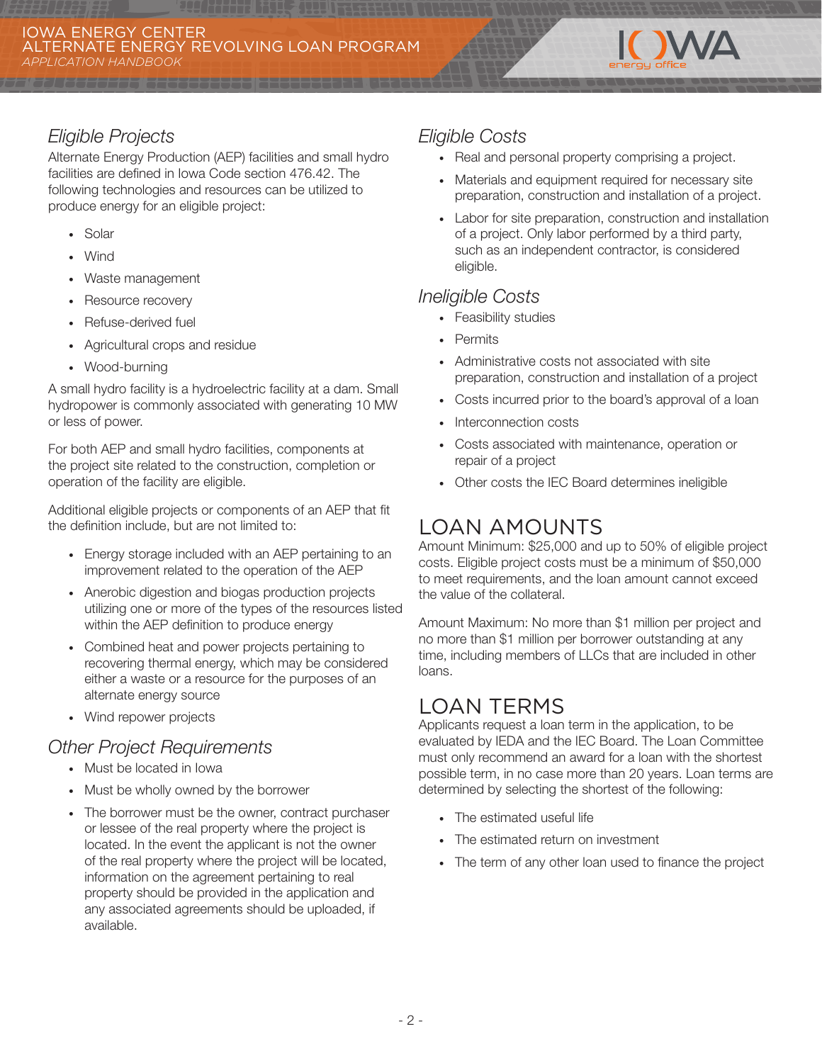### Eligible Projects

Alternate Energy Production (AEP) facilities and small hydro facilities are defined in Iowa Code section 476.42. The following technologies and resources can be utilized to produce energy for an eligible project:

- Solar
- Wind
- Waste management
- Resource recovery
- Refuse-derived fuel
- Agricultural crops and residue
- Wood-burning

A small hydro facility is a hydroelectric facility at a dam. Small hydropower is commonly associated with generating 10 MW or less of power.

For both AEP and small hydro facilities, components at the project site related to the construction, completion or operation of the facility are eligible.

Additional eligible projects or components of an AEP that fit the definition include, but are not limited to:

- Energy storage included with an AEP pertaining to an improvement related to the operation of the AEP
- Anerobic digestion and biogas production projects utilizing one or more of the types of the resources listed within the AEP definition to produce energy
- Combined heat and power projects pertaining to recovering thermal energy, which may be considered either a waste or a resource for the purposes of an alternate energy source
- Wind repower projects

### Other Project Requirements

- Must be located in Iowa
- Must be wholly owned by the borrower
- The borrower must be the owner, contract purchaser or lessee of the real property where the project is located. In the event the applicant is not the owner of the real property where the project will be located, information on the agreement pertaining to real property should be provided in the application and any associated agreements should be uploaded, if available.

### Eligible Costs

- Real and personal property comprising a project.
- Materials and equipment required for necessary site preparation, construction and installation of a project.
- Labor for site preparation, construction and installation of a project. Only labor performed by a third party, such as an independent contractor, is considered eligible.

### Ineligible Costs

- Feasibility studies
- Permits
- Administrative costs not associated with site preparation, construction and installation of a project
- Costs incurred prior to the board's approval of a loan
- Interconnection costs
- Costs associated with maintenance, operation or repair of a project
- Other costs the IEC Board determines ineligible

## LOAN AMOUNTS

Amount Minimum: $25,000 and up to 50% of eligible project costs. Eligible project costs must be a minimum of $50,000 to meet requirements, and the loan amount cannot exceed the value of the collateral.

Amount Maximum: No more than $1 million per project and no more than $1 million per borrower outstanding at any time, including members of LLCs that are included in other loans.

## LOAN TERMS

Applicants request a loan term in the application, to be evaluated by IEDA and the IEC Board. The Loan Committee must only recommend an award for a loan with the shortest possible term, in no case more than 20 years. Loan terms are determined by selecting the shortest of the following:

- The estimated useful life
- The estimated return on investment
- The term of any other loan used to finance the project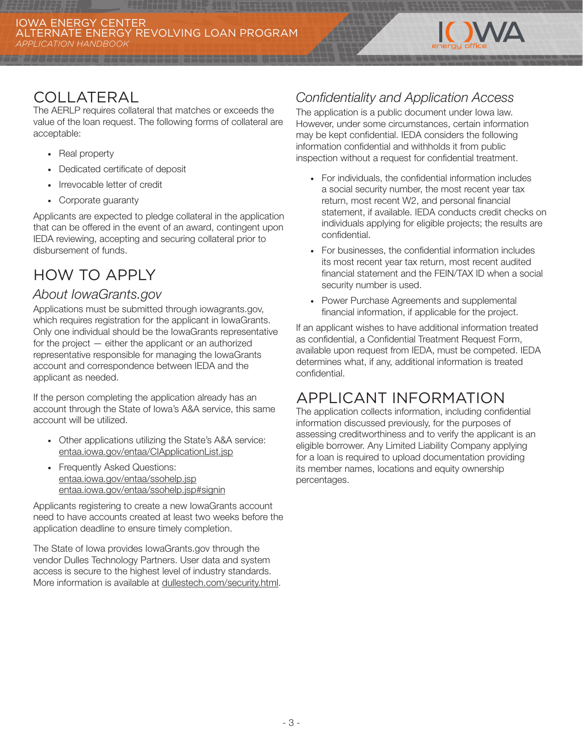## COLLATERAL

The AERLP requires collateral that matches or exceeds the value of the loan request. The following forms of collateral are acceptable:

- Real property
- Dedicated certificate of deposit
- Irrevocable letter of credit
- Corporate guaranty

Applicants are expected to pledge collateral in the application that can be offered in the event of an award, contingent upon IEDA reviewing, accepting and securing collateral prior to disbursement of funds.

## HOW TO APPLY

### *About IowaGrants.gov*

Applications must be submitted through iowagrants.gov, which requires registration for the applicant in IowaGrants. Only one individual should be the IowaGrants representative for the project — either the applicant or an authorized representative responsible for managing the IowaGrants account and correspondence between IEDA and the applicant as needed.

If the person completing the application already has an account through the State of Iowa's A&A service, this same account will be utilized.

- Other applications utilizing the State's A&A service: entaa.iowa.gov/entaa/CIApplicationList.jsp
- Frequently Asked Questions: entaa.iowa.gov/entaa/ssohelp.jsp entaa.iowa.gov/entaa/ssohelp.jsp#signin

Applicants registering to create a new IowaGrants account need to have accounts created at least two weeks before the application deadline to ensure timely completion.

The State of Iowa provides IowaGrants.gov through the vendor Dulles Technology Partners. User data and system access is secure to the highest level of industry standards. More information is available at dullestech.com/security.html.

### *Confidentiality and Application Access*

The application is a public document under Iowa law. However, under some circumstances, certain information may be kept confidential. IEDA considers the following information confidential and withholds it from public inspection without a request for confidential treatment.

- For individuals, the confidential information includes a social security number, the most recent year tax return, most recent W2, and personal financial statement, if available. IEDA conducts credit checks on individuals applying for eligible projects; the results are confidential.
- For businesses, the confidential information includes its most recent year tax return, most recent audited financial statement and the FEIN/TAX ID when a social security number is used.
- Power Purchase Agreements and supplemental financial information, if applicable for the project.

If an applicant wishes to have additional information treated as confidential, a Confidential Treatment Request Form, available upon request from IEDA, must be competed. IEDA determines what, if any, additional information is treated confidential.

## APPLICANT INFORMATION

The application collects information, including confidential information discussed previously, for the purposes of assessing creditworthiness and to verify the applicant is an eligible borrower. Any Limited Liability Company applying for a loan is required to upload documentation providing its member names, locations and equity ownership percentages.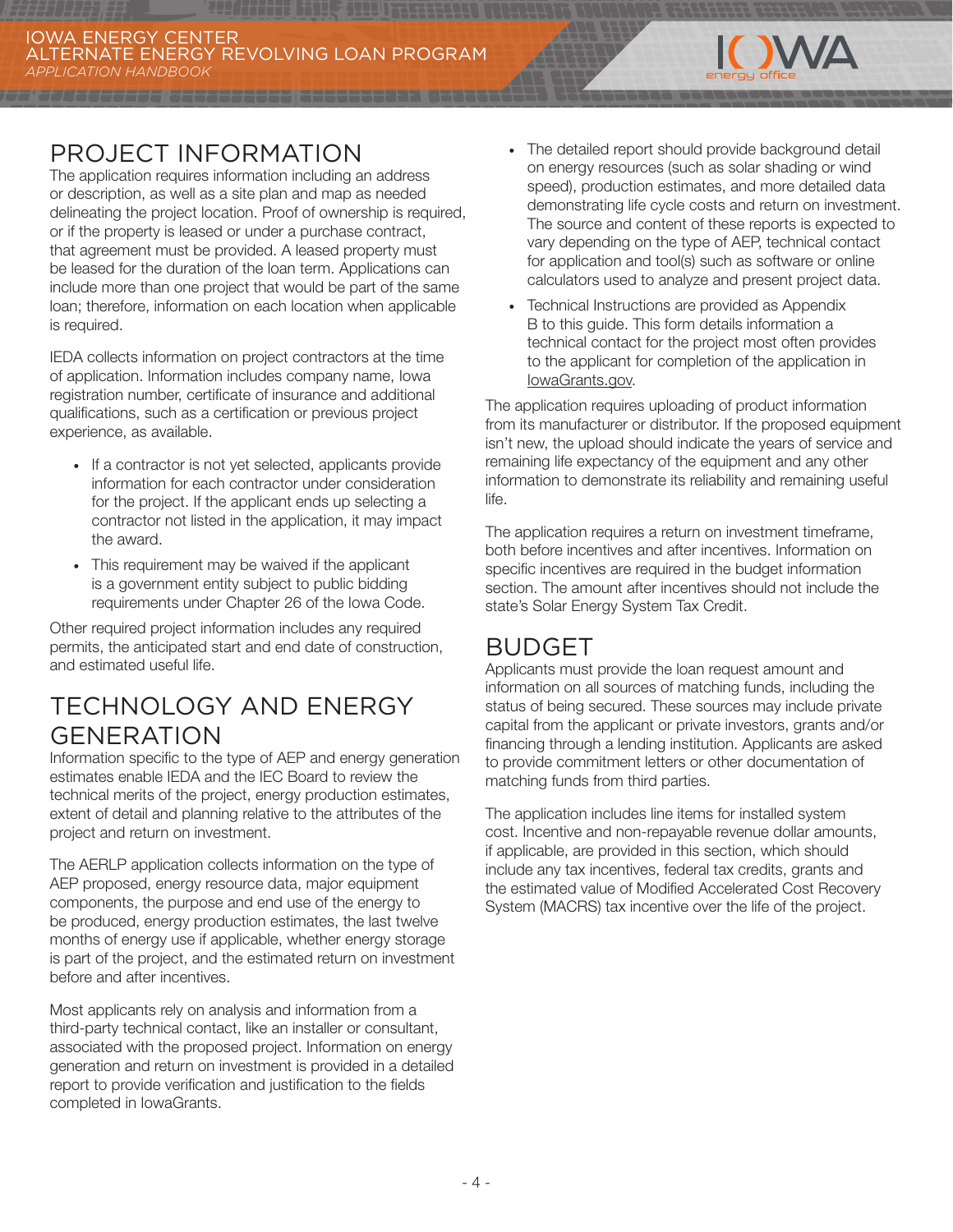## PROJECT INFORMATION

The application requires information including an address or description, as well as a site plan and map as needed delineating the project location. Proof of ownership is required, or if the property is leased or under a purchase contract, that agreement must be provided. A leased property must be leased for the duration of the loan term. Applications can include more than one project that would be part of the same loan; therefore, information on each location when applicable is required.

IEDA collects information on project contractors at the time of application. Information includes company name, Iowa registration number, certificate of insurance and additional qualifications, such as a certification or previous project experience, as available.

- If a contractor is not yet selected, applicants provide information for each contractor under consideration for the project. If the applicant ends up selecting a contractor not listed in the application, it may impact the award.
- This requirement may be waived if the applicant is a government entity subject to public bidding requirements under Chapter 26 of the Iowa Code.

Other required project information includes any required permits, the anticipated start and end date of construction, and estimated useful life.

## TECHNOLOGY AND ENERGY GENERATION

Information specific to the type of AEP and energy generation estimates enable IEDA and the IEC Board to review the technical merits of the project, energy production estimates, extent of detail and planning relative to the attributes of the project and return on investment.

The AERLP application collects information on the type of AEP proposed, energy resource data, major equipment components, the purpose and end use of the energy to be produced, energy production estimates, the last twelve months of energy use if applicable, whether energy storage is part of the project, and the estimated return on investment before and after incentives.

Most applicants rely on analysis and information from a third-party technical contact, like an installer or consultant, associated with the proposed project. Information on energy generation and return on investment is provided in a detailed report to provide verification and justification to the fields completed in IowaGrants.

- The detailed report should provide background detail on energy resources (such as solar shading or wind speed), production estimates, and more detailed data demonstrating life cycle costs and return on investment. The source and content of these reports is expected to vary depending on the type of AEP, technical contact for application and tool(s) such as software or online calculators used to analyze and present project data.
- Technical Instructions are provided as Appendix B to this guide. This form details information a technical contact for the project most often provides to the applicant for completion of the application in IowaGrants.gov.

The application requires uploading of product information from its manufacturer or distributor. If the proposed equipment isn't new, the upload should indicate the years of service and remaining life expectancy of the equipment and any other information to demonstrate its reliability and remaining useful life.

The application requires a return on investment timeframe, both before incentives and after incentives. Information on specific incentives are required in the budget information section. The amount after incentives should not include the state's Solar Energy System Tax Credit.

## BUDGET

Applicants must provide the loan request amount and information on all sources of matching funds, including the status of being secured. These sources may include private capital from the applicant or private investors, grants and/or financing through a lending institution. Applicants are asked to provide commitment letters or other documentation of matching funds from third parties.

The application includes line items for installed system cost. Incentive and non-repayable revenue dollar amounts, if applicable, are provided in this section, which should include any tax incentives, federal tax credits, grants and the estimated value of Modified Accelerated Cost Recovery System (MACRS) tax incentive over the life of the project.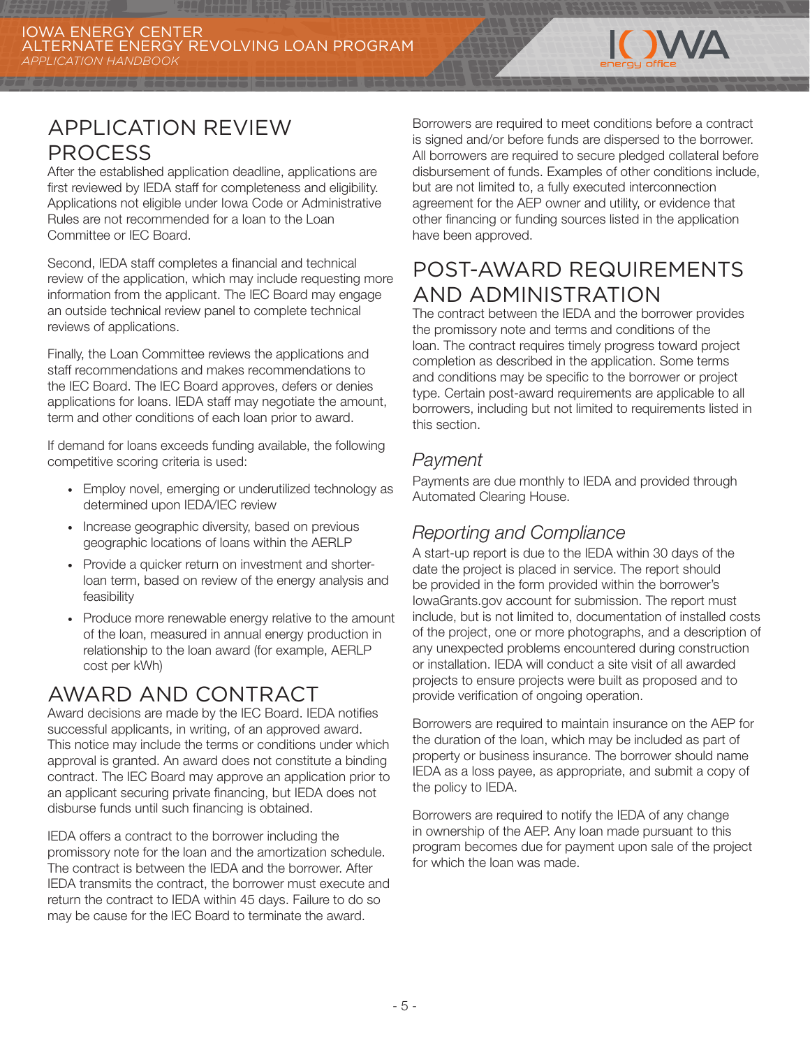## APPLICATION REVIEW PROCESS

After the established application deadline, applications are first reviewed by IEDA staff for completeness and eligibility. Applications not eligible under Iowa Code or Administrative Rules are not recommended for a loan to the Loan Committee or IEC Board.

Second, IEDA staff completes a financial and technical review of the application, which may include requesting more information from the applicant. The IEC Board may engage an outside technical review panel to complete technical reviews of applications.

Finally, the Loan Committee reviews the applications and staff recommendations and makes recommendations to the IEC Board. The IEC Board approves, defers or denies applications for loans. IEDA staff may negotiate the amount, term and other conditions of each loan prior to award.

If demand for loans exceeds funding available, the following competitive scoring criteria is used:

- Employ novel, emerging or underutilized technology as determined upon IEDA/IEC review
- Increase geographic diversity, based on previous geographic locations of loans within the AERLP
- Provide a quicker return on investment and shorter-loan term, based on review of the energy analysis and feasibility
- Produce more renewable energy relative to the amount of the loan, measured in annual energy production in relationship to the loan award (for example, AERLP cost per kWh)

## AWARD AND CONTRACT

Award decisions are made by the IEC Board. IEDA notifies successful applicants, in writing, of an approved award. This notice may include the terms or conditions under which approval is granted. An award does not constitute a binding contract. The IEC Board may approve an application prior to an applicant securing private financing, but IEDA does not disburse funds until such financing is obtained.

IEDA offers a contract to the borrower including the promissory note for the loan and the amortization schedule. The contract is between the IEDA and the borrower. After IEDA transmits the contract, the borrower must execute and return the contract to IEDA within 45 days. Failure to do so may be cause for the IEC Board to terminate the award.

Borrowers are required to meet conditions before a contract is signed and/or before funds are dispersed to the borrower. All borrowers are required to secure pledged collateral before disbursement of funds. Examples of other conditions include, but are not limited to, a fully executed interconnection agreement for the AEP owner and utility, or evidence that other financing or funding sources listed in the application have been approved.

## POST-AWARD REQUIREMENTS AND ADMINISTRATION

The contract between the IEDA and the borrower provides the promissory note and terms and conditions of the loan. The contract requires timely progress toward project completion as described in the application. Some terms and conditions may be specific to the borrower or project type. Certain post-award requirements are applicable to all borrowers, including but not limited to requirements listed in this section.

### *Payment*

Payments are due monthly to IEDA and provided through Automated Clearing House.

### *Reporting and Compliance*

A start-up report is due to the IEDA within 30 days of the date the project is placed in service. The report should be provided in the form provided within the borrower's IowaGrants.gov account for submission. The report must include, but is not limited to, documentation of installed costs of the project, one or more photographs, and a description of any unexpected problems encountered during construction or installation. IEDA will conduct a site visit of all awarded projects to ensure projects were built as proposed and to provide verification of ongoing operation.

Borrowers are required to maintain insurance on the AEP for the duration of the loan, which may be included as part of property or business insurance. The borrower should name IEDA as a loss payee, as appropriate, and submit a copy of the policy to IEDA.

Borrowers are required to notify the IEDA of any change in ownership of the AEP. Any loan made pursuant to this program becomes due for payment upon sale of the project for which the loan was made.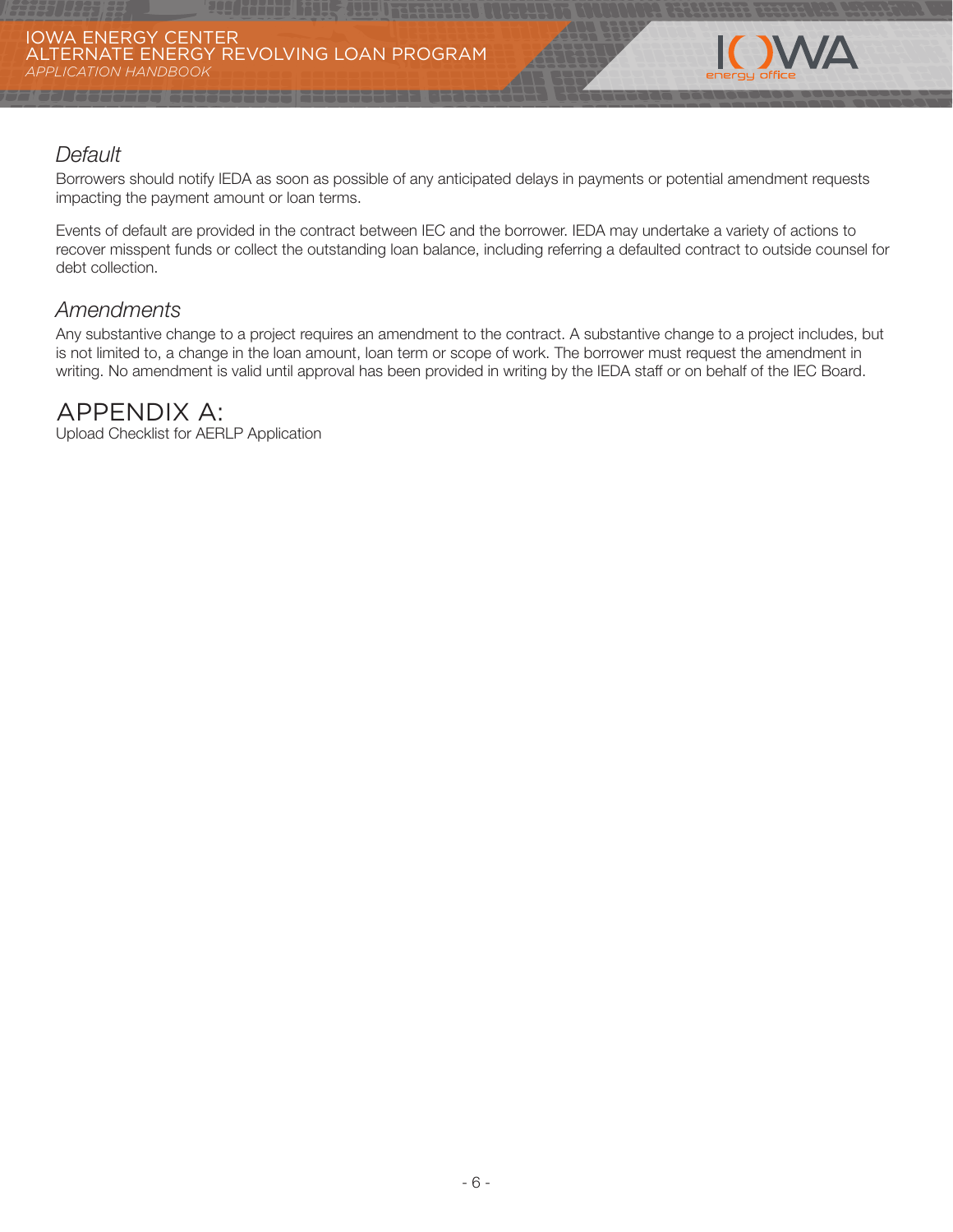### *Default*

Borrowers should notify IEDA as soon as possible of any anticipated delays in payments or potential amendment requests impacting the payment amount or loan terms.

Events of default are provided in the contract between IEC and the borrower. IEDA may undertake a variety of actions to recover misspent funds or collect the outstanding loan balance, including referring a defaulted contract to outside counsel for debt collection.

### *Amendments*

Any substantive change to a project requires an amendment to the contract. A substantive change to a project includes, but is not limited to, a change in the loan amount, loan term or scope of work. The borrower must request the amendment in writing. No amendment is valid until approval has been provided in writing by the IEDA staff or on behalf of the IEC Board.

## APPENDIX A:

Upload Checklist for AERLP Application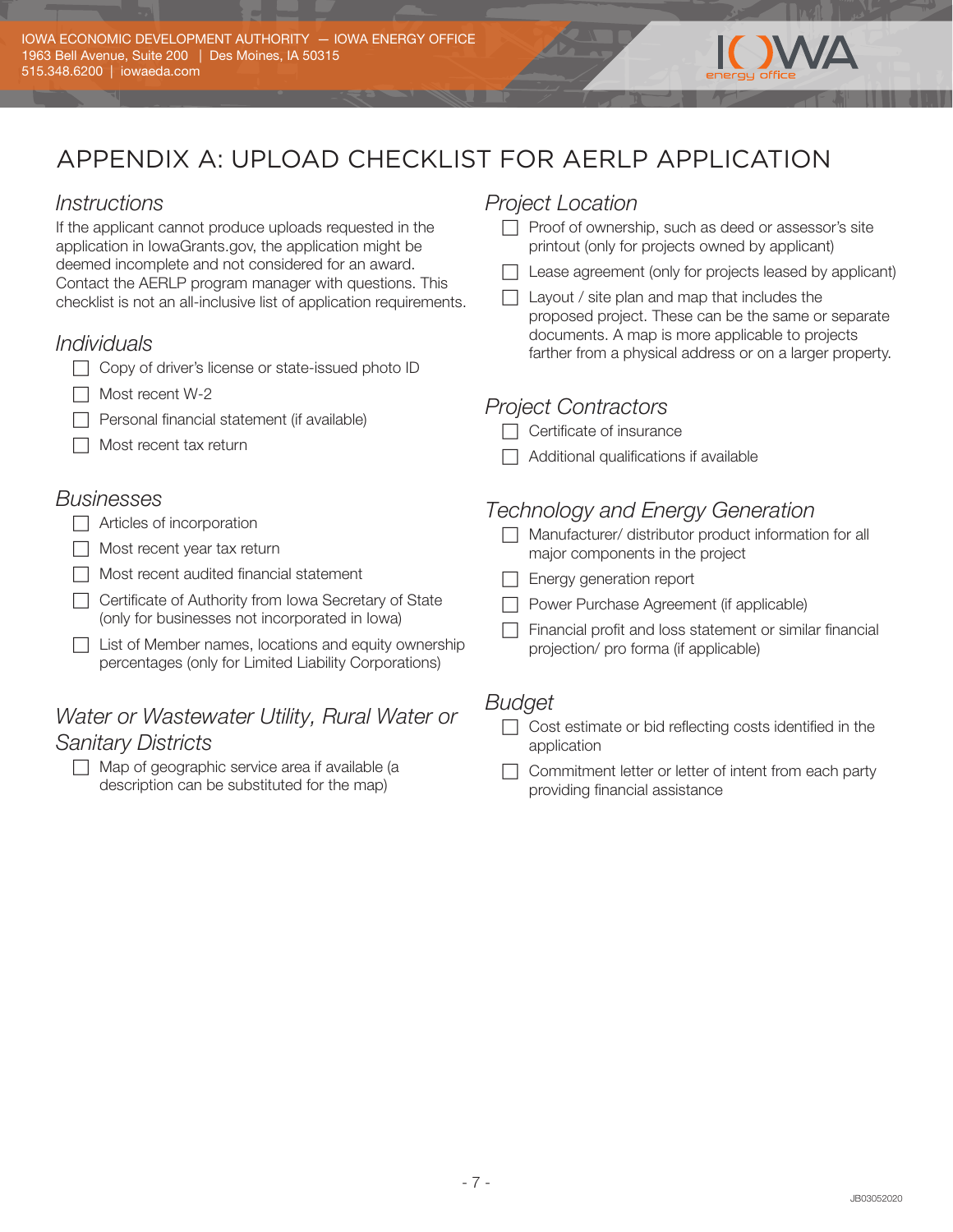# APPENDIX A: UPLOAD CHECKLIST FOR AERLP APPLICATION

## *Instructions*

If the applicant cannot produce uploads requested in the application in IowaGrants.gov, the application might be deemed incomplete and not considered for an award. Contact the AERLP program manager with questions. This checklist is not an all-inclusive list of application requirements.

## *Individuals*

- ☐ Copy of driver's license or state-issued photo ID
- ☐ Most recent W-2
- ☐ Personal financial statement (if available)
- ☐ Most recent tax return

## *Businesses*

- ☐ Articles of incorporation
- ☐ Most recent year tax return
- ☐ Most recent audited financial statement
- ☐ Certificate of Authority from Iowa Secretary of State (only for businesses not incorporated in Iowa)
- ☐ List of Member names, locations and equity ownership percentages (only for Limited Liability Corporations)

## *Water or Wastewater Utility, Rural Water or Sanitary Districts*

- ☐ Map of geographic service area if available (a description can be substituted for the map)

## *Project Location*

- ☐ Proof of ownership, such as deed or assessor's site printout (only for projects owned by applicant)
- ☐ Lease agreement (only for projects leased by applicant)
- ☐ Layout / site plan and map that includes the proposed project. These can be the same or separate documents. A map is more applicable to projects farther from a physical address or on a larger property.

## *Project Contractors*

- ☐ Certificate of insurance
- ☐ Additional qualifications if available

## *Technology and Energy Generation*

- ☐ Manufacturer/ distributor product information for all major components in the project
- ☐ Energy generation report
- ☐ Power Purchase Agreement (if applicable)
- ☐ Financial profit and loss statement or similar financial projection/ pro forma (if applicable)

## *Budget*

- ☐ Cost estimate or bid reflecting costs identified in the application
- ☐ Commitment letter or letter of intent from each party providing financial assistance